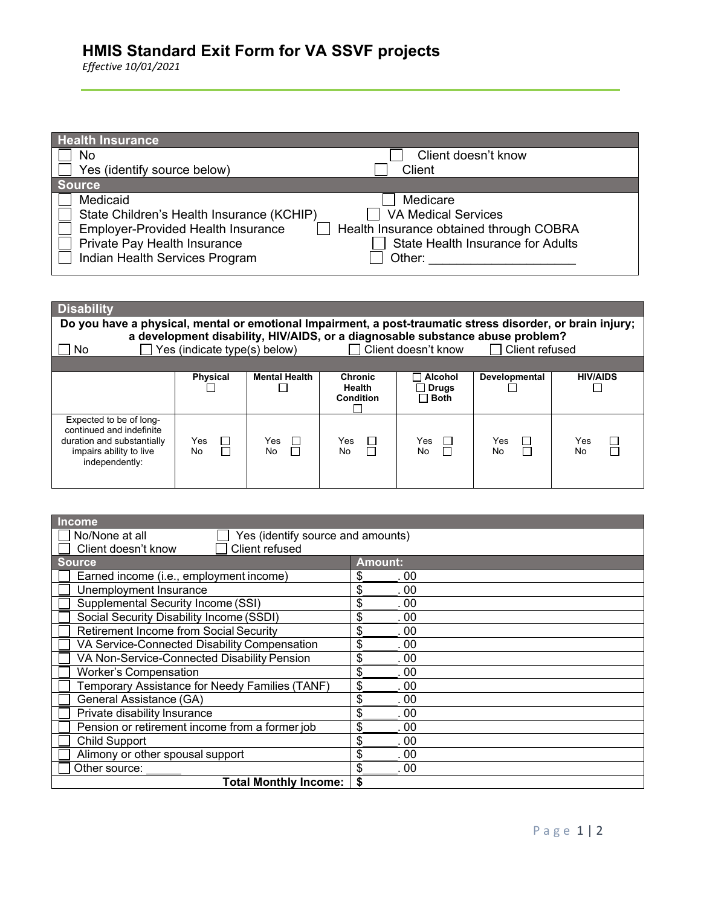# HMIS Standard Exit Form for VA SSVF projects

*Effective 10/01/2021*

| Health Insurance | |
|---|---|
| ☐ No | ☐ Client doesn't know |
| ☐ Yes (identify source below) | ☐ Client |
| **Source** | |
| ☐ Medicaid | ☐ Medicare |
| ☐ State Children's Health Insurance (KCHIP) | ☐ VA Medical Services |
| ☐ Employer-Provided Health Insurance | ☐ Health Insurance obtained through COBRA |
| ☐ Private Pay Health Insurance | ☐ State Health Insurance for Adults |
| ☐ Indian Health Services Program | ☐ Other: ____________________ |

## Disability

**Do you have a physical, mental or emotional Impairment, a post-traumatic stress disorder, or brain injury; a development disability, HIV/AIDS, or a diagnosable substance abuse problem?**

☐ No ☐ Yes (indicate type(s) below) ☐ Client doesn't know ☐ Client refused

| | Physical ☐ | Mental Health ☐ | Chronic Health Condition ☐ | ☐ Alcohol ☐ Drugs ☐ Both | Developmental ☐ | HIV/AIDS ☐ |
|---|---|---|---|---|---|---|
| Expected to be of long-continued and indefinite duration and substantially impairs ability to live independently: | Yes ☐ No ☐ | Yes ☐ No ☐ | Yes ☐ No ☐ | Yes ☐ No ☐ | Yes ☐ No ☐ | Yes ☐ No ☐ |

## Income

☐ No/None at all ☐ Yes (identify source and amounts)
☐ Client doesn't know ☐ Client refused

| Source | Amount: |
|---|---|
| ☐ Earned income (i.e., employment income) | $______. 00 |
| ☐ Unemployment Insurance | $______. 00 |
| ☐ Supplemental Security Income (SSI) | $______. 00 |
| ☐ Social Security Disability Income (SSDI) | $______. 00 |
| ☐ Retirement Income from Social Security | $______. 00 |
| ☐ VA Service-Connected Disability Compensation | $______. 00 |
| ☐ VA Non-Service-Connected Disability Pension | $______. 00 |
| ☐ Worker's Compensation | $______. 00 |
| ☐ Temporary Assistance for Needy Families (TANF) | $______. 00 |
| ☐ General Assistance (GA) | $______. 00 |
| ☐ Private disability Insurance | $______. 00 |
| ☐ Pension or retirement income from a former job | $______. 00 |
| ☐ Child Support | $______. 00 |
| ☐ Alimony or other spousal support | $______. 00 |
| ☐ Other source: ______ | $______. 00 |
| **Total Monthly Income:** | **$** |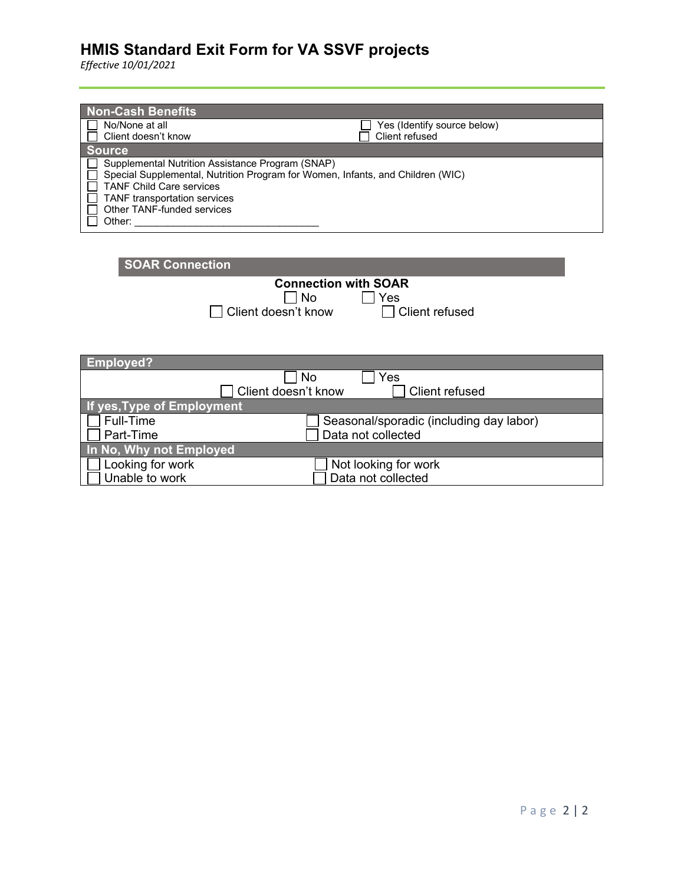# HMIS Standard Exit Form for VA SSVF projects

*Effective 10/01/2021*

## Non-Cash Benefits

| | |
|---|---|
| ☐ No/None at all | ☐ Yes (Identify source below) |
| ☐ Client doesn't know | ☐ Client refused |

### Source

- ☐ Supplemental Nutrition Assistance Program (SNAP)
- ☐ Special Supplemental, Nutrition Program for Women, Infants, and Children (WIC)
- ☐ TANF Child Care services
- ☐ TANF transportation services
- ☐ Other TANF-funded services
- ☐ Other: ________________________________

## SOAR Connection

**Connection with SOAR**

| | |
|---|---|
| ☐ No | ☐ Yes |
| ☐ Client doesn't know | ☐ Client refused |

## Employed?

| | |
|---|---|
| ☐ No | ☐ Yes |
| ☐ Client doesn't know | ☐ Client refused |

### If yes, Type of Employment

| | |
|---|---|
| ☐ Full-Time | ☐ Seasonal/sporadic (including day labor) |
| ☐ Part-Time | ☐ Data not collected |

### In No, Why not Employed

| | |
|---|---|
| ☐ Looking for work | ☐ Not looking for work |
| ☐ Unable to work | ☐ Data not collected |